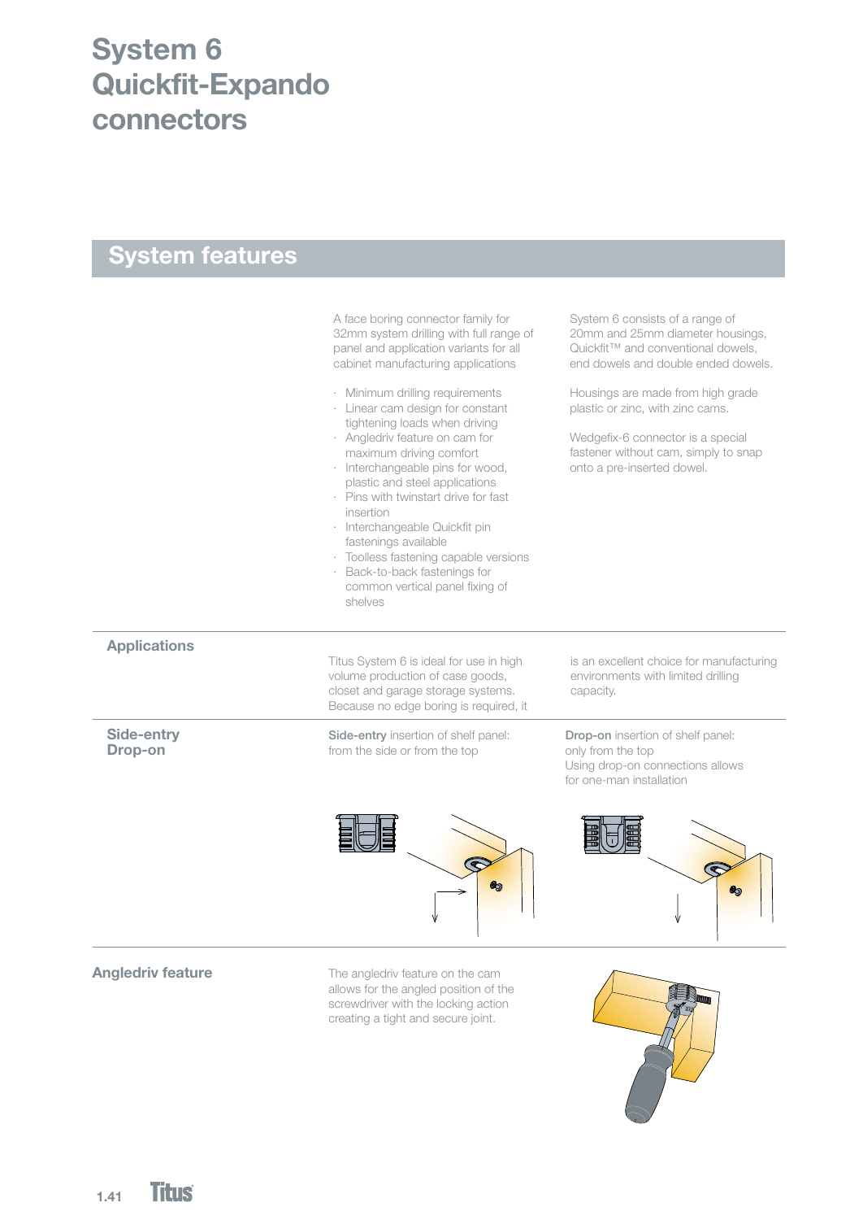# System 6 Quickfit-Expando connectors

## System features

A face boring connector family for 32mm system drilling with full range of panel and application variants for all cabinet manufacturing applications

- Minimum drilling requirements
- Linear cam design for constant tightening loads when driving
- Angledriv feature on cam for maximum driving comfort
- Interchangeable pins for wood, plastic and steel applications
- Pins with twinstart drive for fast insertion
- Interchangeable Quickfit pin fastenings available
- Toolless fastening capable versions
- Back-to-back fastenings for common vertical panel fixing of shelves

System 6 consists of a range of 20mm and 25mm diameter housings, Quickfit™ and conventional dowels, end dowels and double ended dowels.

Housings are made from high grade plastic or zinc, with zinc cams.

Wedgefix-6 connector is a special fastener without cam, simply to snap onto a pre-inserted dowel.

### Applications

Titus System 6 is ideal for use in high volume production of case goods, closet and garage storage systems. Because no edge boring is required, it is an excellent choice for manufacturing environments with limited drilling capacity.

### Side-entry Drop-on

**Side-entry** insertion of shelf panel: from the side or from the top

**Drop-on** insertion of shelf panel: only from the top
Using drop-on connections allows for one-man installation

### Angledriv feature

The angledriv feature on the cam allows for the angled position of the screwdriver with the locking action creating a tight and secure joint.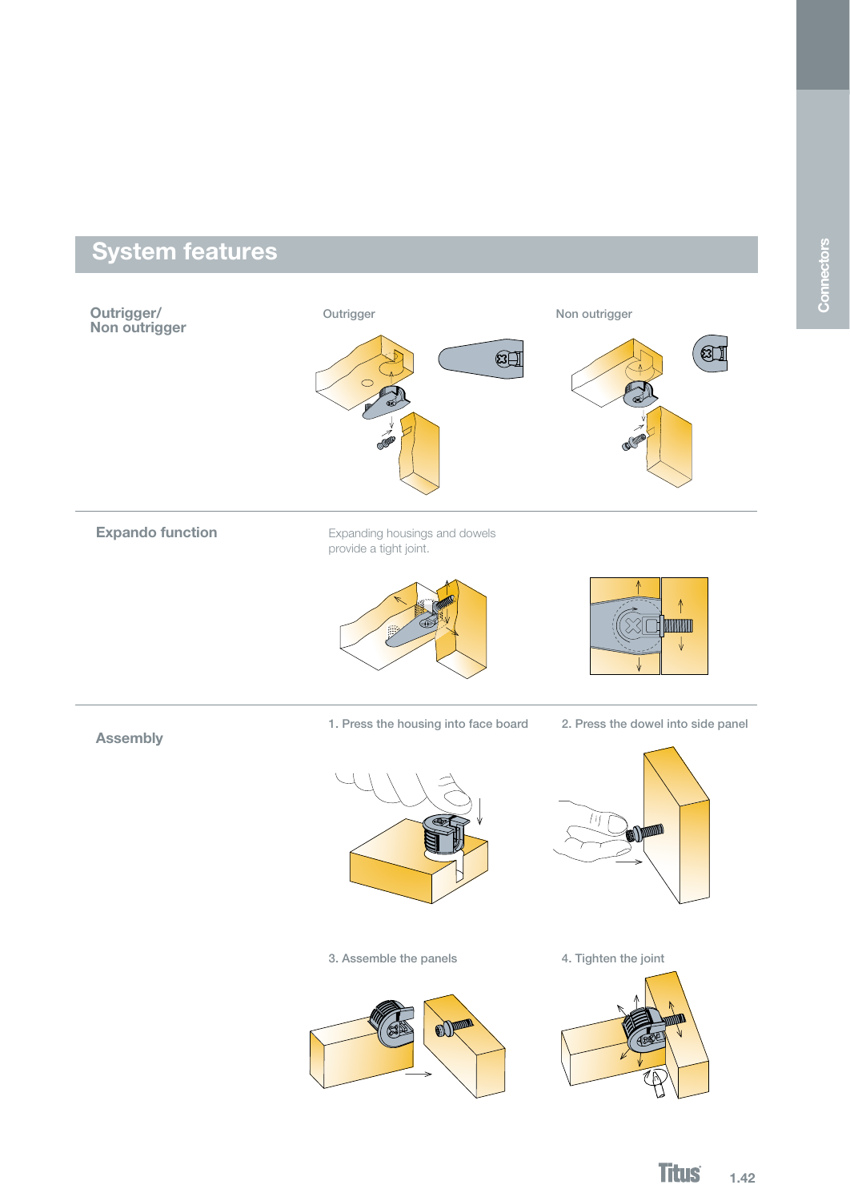## System features

### Outrigger/ Non outrigger

Outrigger

Non outrigger

### Expando function

Expanding housings and dowels provide a tight joint.

### Assembly

1. Press the housing into face board

2. Press the dowel into side panel

3. Assemble the panels

4. Tighten the joint